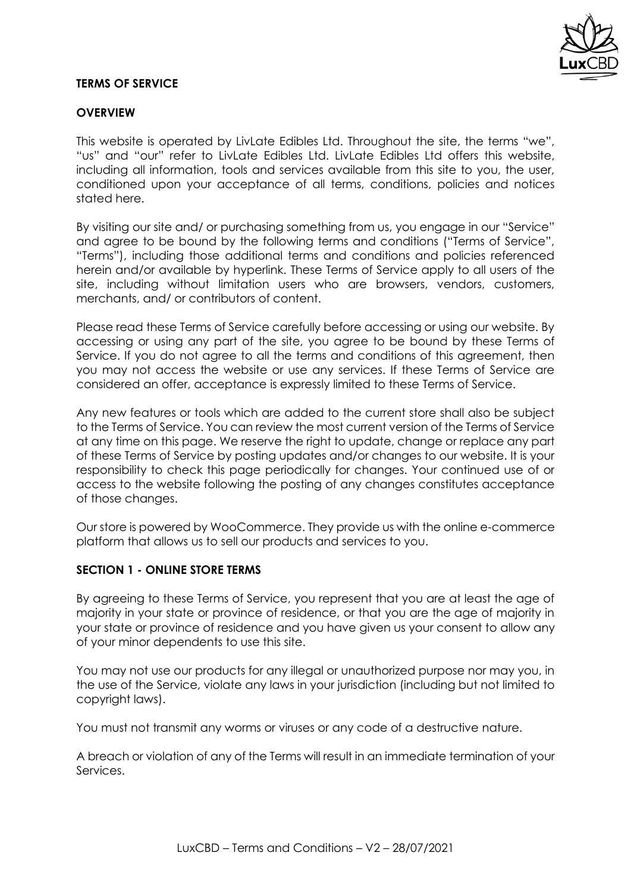**TERMS OF SERVICE**

**OVERVIEW**

This website is operated by LivLate Edibles Ltd. Throughout the site, the terms "we", "us" and "our" refer to LivLate Edibles Ltd. LivLate Edibles Ltd offers this website, including all information, tools and services available from this site to you, the user, conditioned upon your acceptance of all terms, conditions, policies and notices stated here.

By visiting our site and/ or purchasing something from us, you engage in our "Service" and agree to be bound by the following terms and conditions ("Terms of Service", "Terms"), including those additional terms and conditions and policies referenced herein and/or available by hyperlink. These Terms of Service apply to all users of the site, including without limitation users who are browsers, vendors, customers, merchants, and/ or contributors of content.

Please read these Terms of Service carefully before accessing or using our website. By accessing or using any part of the site, you agree to be bound by these Terms of Service. If you do not agree to all the terms and conditions of this agreement, then you may not access the website or use any services. If these Terms of Service are considered an offer, acceptance is expressly limited to these Terms of Service.

Any new features or tools which are added to the current store shall also be subject to the Terms of Service. You can review the most current version of the Terms of Service at any time on this page. We reserve the right to update, change or replace any part of these Terms of Service by posting updates and/or changes to our website. It is your responsibility to check this page periodically for changes. Your continued use of or access to the website following the posting of any changes constitutes acceptance of those changes.

Our store is powered by WooCommerce. They provide us with the online e-commerce platform that allows us to sell our products and services to you.

**SECTION 1 - ONLINE STORE TERMS**

By agreeing to these Terms of Service, you represent that you are at least the age of majority in your state or province of residence, or that you are the age of majority in your state or province of residence and you have given us your consent to allow any of your minor dependents to use this site.

You may not use our products for any illegal or unauthorized purpose nor may you, in the use of the Service, violate any laws in your jurisdiction (including but not limited to copyright laws).

You must not transmit any worms or viruses or any code of a destructive nature.

A breach or violation of any of the Terms will result in an immediate termination of your Services.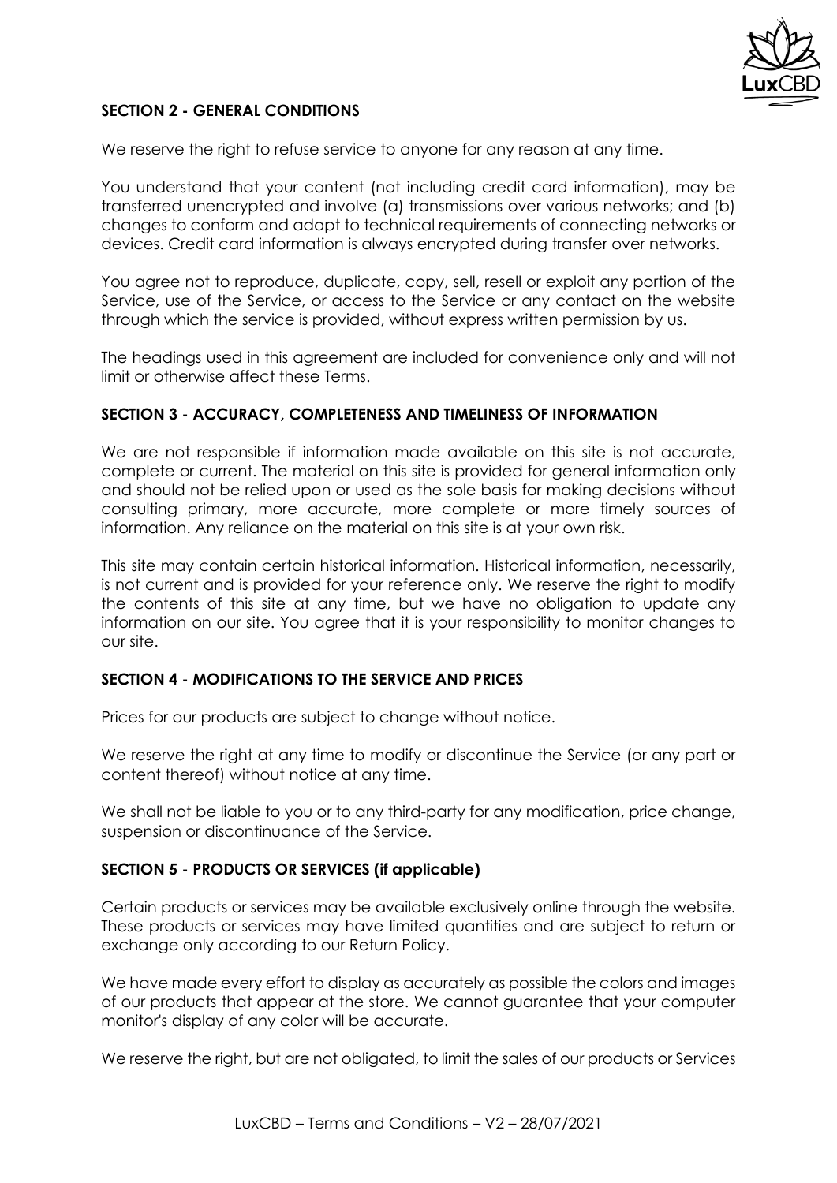**SECTION 2 - GENERAL CONDITIONS**

We reserve the right to refuse service to anyone for any reason at any time.

You understand that your content (not including credit card information), may be transferred unencrypted and involve (a) transmissions over various networks; and (b) changes to conform and adapt to technical requirements of connecting networks or devices. Credit card information is always encrypted during transfer over networks.

You agree not to reproduce, duplicate, copy, sell, resell or exploit any portion of the Service, use of the Service, or access to the Service or any contact on the website through which the service is provided, without express written permission by us.

The headings used in this agreement are included for convenience only and will not limit or otherwise affect these Terms.

**SECTION 3 - ACCURACY, COMPLETENESS AND TIMELINESS OF INFORMATION**

We are not responsible if information made available on this site is not accurate, complete or current. The material on this site is provided for general information only and should not be relied upon or used as the sole basis for making decisions without consulting primary, more accurate, more complete or more timely sources of information. Any reliance on the material on this site is at your own risk.

This site may contain certain historical information. Historical information, necessarily, is not current and is provided for your reference only. We reserve the right to modify the contents of this site at any time, but we have no obligation to update any information on our site. You agree that it is your responsibility to monitor changes to our site.

**SECTION 4 - MODIFICATIONS TO THE SERVICE AND PRICES**

Prices for our products are subject to change without notice.

We reserve the right at any time to modify or discontinue the Service (or any part or content thereof) without notice at any time.

We shall not be liable to you or to any third-party for any modification, price change, suspension or discontinuance of the Service.

**SECTION 5 - PRODUCTS OR SERVICES (if applicable)**

Certain products or services may be available exclusively online through the website. These products or services may have limited quantities and are subject to return or exchange only according to our Return Policy.

We have made every effort to display as accurately as possible the colors and images of our products that appear at the store. We cannot guarantee that your computer monitor's display of any color will be accurate.

We reserve the right, but are not obligated, to limit the sales of our products or Services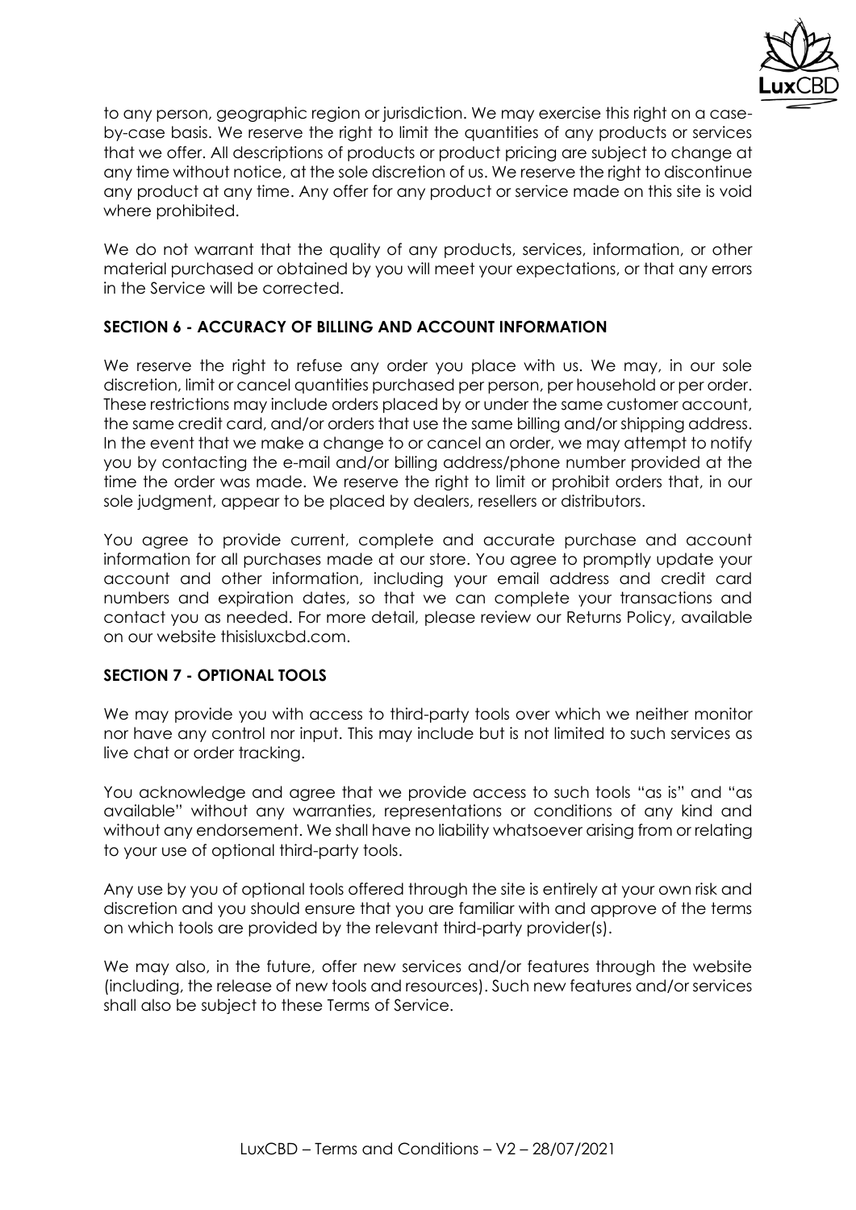to any person, geographic region or jurisdiction. We may exercise this right on a case-by-case basis. We reserve the right to limit the quantities of any products or services that we offer. All descriptions of products or product pricing are subject to change at any time without notice, at the sole discretion of us. We reserve the right to discontinue any product at any time. Any offer for any product or service made on this site is void where prohibited.

We do not warrant that the quality of any products, services, information, or other material purchased or obtained by you will meet your expectations, or that any errors in the Service will be corrected.

**SECTION 6 - ACCURACY OF BILLING AND ACCOUNT INFORMATION**

We reserve the right to refuse any order you place with us. We may, in our sole discretion, limit or cancel quantities purchased per person, per household or per order. These restrictions may include orders placed by or under the same customer account, the same credit card, and/or orders that use the same billing and/or shipping address. In the event that we make a change to or cancel an order, we may attempt to notify you by contacting the e-mail and/or billing address/phone number provided at the time the order was made. We reserve the right to limit or prohibit orders that, in our sole judgment, appear to be placed by dealers, resellers or distributors.

You agree to provide current, complete and accurate purchase and account information for all purchases made at our store. You agree to promptly update your account and other information, including your email address and credit card numbers and expiration dates, so that we can complete your transactions and contact you as needed. For more detail, please review our Returns Policy, available on our website thisisluxcbd.com.

**SECTION 7 - OPTIONAL TOOLS**

We may provide you with access to third-party tools over which we neither monitor nor have any control nor input. This may include but is not limited to such services as live chat or order tracking.

You acknowledge and agree that we provide access to such tools "as is" and "as available" without any warranties, representations or conditions of any kind and without any endorsement. We shall have no liability whatsoever arising from or relating to your use of optional third-party tools.

Any use by you of optional tools offered through the site is entirely at your own risk and discretion and you should ensure that you are familiar with and approve of the terms on which tools are provided by the relevant third-party provider(s).

We may also, in the future, offer new services and/or features through the website (including, the release of new tools and resources). Such new features and/or services shall also be subject to these Terms of Service.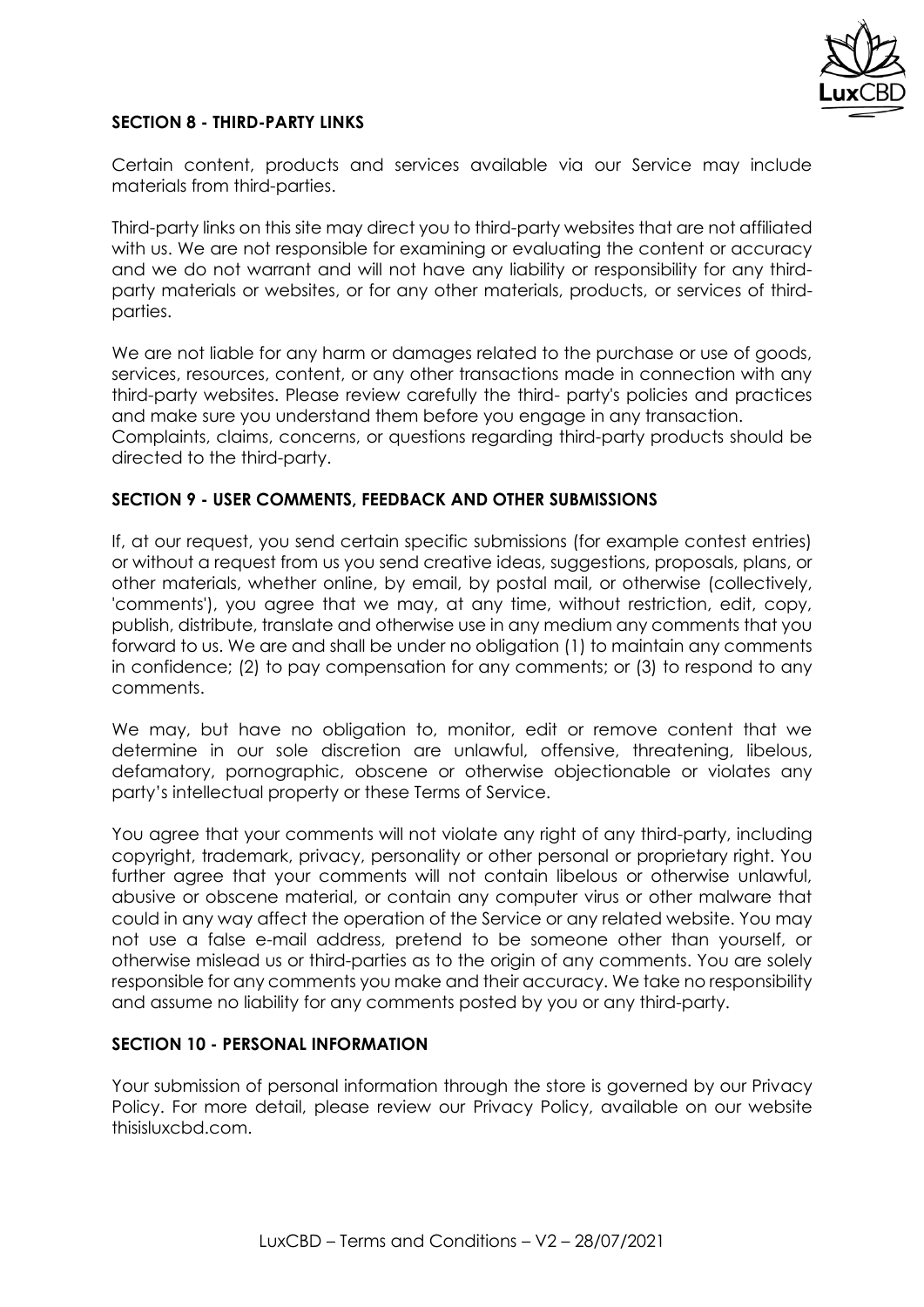**SECTION 8 - THIRD-PARTY LINKS**

Certain content, products and services available via our Service may include materials from third-parties.

Third-party links on this site may direct you to third-party websites that are not affiliated with us. We are not responsible for examining or evaluating the content or accuracy and we do not warrant and will not have any liability or responsibility for any third-party materials or websites, or for any other materials, products, or services of third-parties.

We are not liable for any harm or damages related to the purchase or use of goods, services, resources, content, or any other transactions made in connection with any third-party websites. Please review carefully the third- party's policies and practices and make sure you understand them before you engage in any transaction. Complaints, claims, concerns, or questions regarding third-party products should be directed to the third-party.

**SECTION 9 - USER COMMENTS, FEEDBACK AND OTHER SUBMISSIONS**

If, at our request, you send certain specific submissions (for example contest entries) or without a request from us you send creative ideas, suggestions, proposals, plans, or other materials, whether online, by email, by postal mail, or otherwise (collectively, 'comments'), you agree that we may, at any time, without restriction, edit, copy, publish, distribute, translate and otherwise use in any medium any comments that you forward to us. We are and shall be under no obligation (1) to maintain any comments in confidence; (2) to pay compensation for any comments; or (3) to respond to any comments.

We may, but have no obligation to, monitor, edit or remove content that we determine in our sole discretion are unlawful, offensive, threatening, libelous, defamatory, pornographic, obscene or otherwise objectionable or violates any party's intellectual property or these Terms of Service.

You agree that your comments will not violate any right of any third-party, including copyright, trademark, privacy, personality or other personal or proprietary right. You further agree that your comments will not contain libelous or otherwise unlawful, abusive or obscene material, or contain any computer virus or other malware that could in any way affect the operation of the Service or any related website. You may not use a false e-mail address, pretend to be someone other than yourself, or otherwise mislead us or third-parties as to the origin of any comments. You are solely responsible for any comments you make and their accuracy. We take no responsibility and assume no liability for any comments posted by you or any third-party.

**SECTION 10 - PERSONAL INFORMATION**

Your submission of personal information through the store is governed by our Privacy Policy. For more detail, please review our Privacy Policy, available on our website thisisluxcbd.com.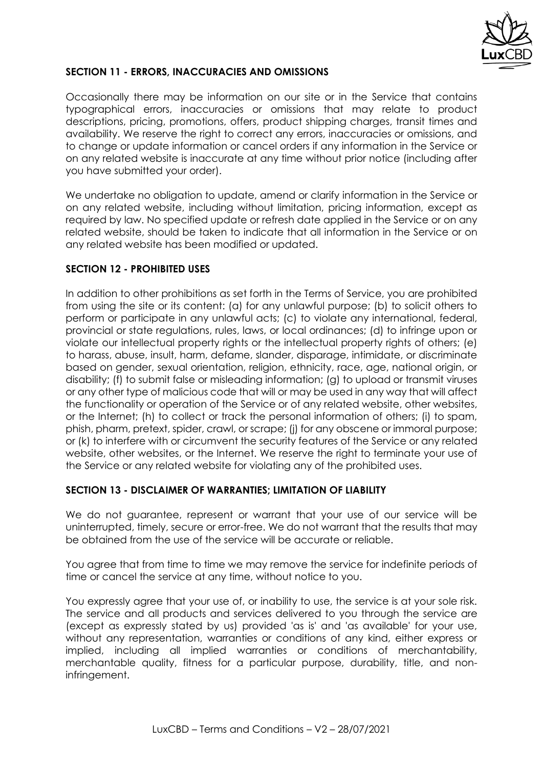## SECTION 11 - ERRORS, INACCURACIES AND OMISSIONS

Occasionally there may be information on our site or in the Service that contains typographical errors, inaccuracies or omissions that may relate to product descriptions, pricing, promotions, offers, product shipping charges, transit times and availability. We reserve the right to correct any errors, inaccuracies or omissions, and to change or update information or cancel orders if any information in the Service or on any related website is inaccurate at any time without prior notice (including after you have submitted your order).

We undertake no obligation to update, amend or clarify information in the Service or on any related website, including without limitation, pricing information, except as required by law. No specified update or refresh date applied in the Service or on any related website, should be taken to indicate that all information in the Service or on any related website has been modified or updated.

## SECTION 12 - PROHIBITED USES

In addition to other prohibitions as set forth in the Terms of Service, you are prohibited from using the site or its content: (a) for any unlawful purpose; (b) to solicit others to perform or participate in any unlawful acts; (c) to violate any international, federal, provincial or state regulations, rules, laws, or local ordinances; (d) to infringe upon or violate our intellectual property rights or the intellectual property rights of others; (e) to harass, abuse, insult, harm, defame, slander, disparage, intimidate, or discriminate based on gender, sexual orientation, religion, ethnicity, race, age, national origin, or disability; (f) to submit false or misleading information; (g) to upload or transmit viruses or any other type of malicious code that will or may be used in any way that will affect the functionality or operation of the Service or of any related website, other websites, or the Internet; (h) to collect or track the personal information of others; (i) to spam, phish, pharm, pretext, spider, crawl, or scrape; (j) for any obscene or immoral purpose; or (k) to interfere with or circumvent the security features of the Service or any related website, other websites, or the Internet. We reserve the right to terminate your use of the Service or any related website for violating any of the prohibited uses.

## SECTION 13 - DISCLAIMER OF WARRANTIES; LIMITATION OF LIABILITY

We do not guarantee, represent or warrant that your use of our service will be uninterrupted, timely, secure or error-free. We do not warrant that the results that may be obtained from the use of the service will be accurate or reliable.

You agree that from time to time we may remove the service for indefinite periods of time or cancel the service at any time, without notice to you.

You expressly agree that your use of, or inability to use, the service is at your sole risk. The service and all products and services delivered to you through the service are (except as expressly stated by us) provided 'as is' and 'as available' for your use, without any representation, warranties or conditions of any kind, either express or implied, including all implied warranties or conditions of merchantability, merchantable quality, fitness for a particular purpose, durability, title, and non-infringement.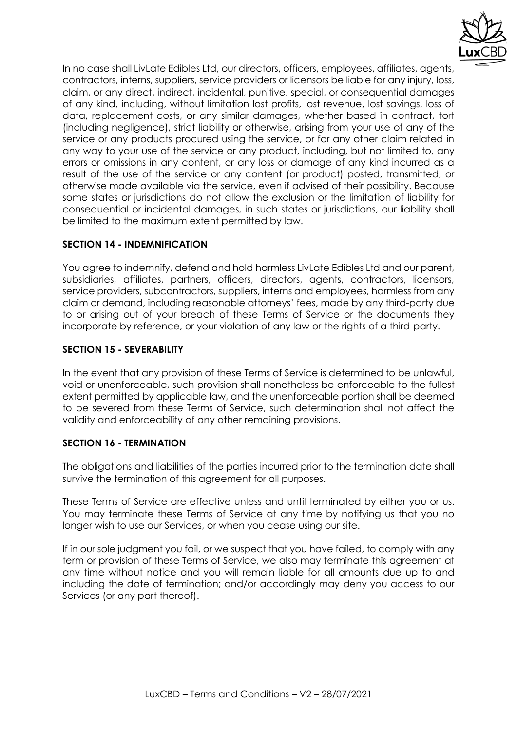In no case shall LivLate Edibles Ltd, our directors, officers, employees, affiliates, agents, contractors, interns, suppliers, service providers or licensors be liable for any injury, loss, claim, or any direct, indirect, incidental, punitive, special, or consequential damages of any kind, including, without limitation lost profits, lost revenue, lost savings, loss of data, replacement costs, or any similar damages, whether based in contract, tort (including negligence), strict liability or otherwise, arising from your use of any of the service or any products procured using the service, or for any other claim related in any way to your use of the service or any product, including, but not limited to, any errors or omissions in any content, or any loss or damage of any kind incurred as a result of the use of the service or any content (or product) posted, transmitted, or otherwise made available via the service, even if advised of their possibility. Because some states or jurisdictions do not allow the exclusion or the limitation of liability for consequential or incidental damages, in such states or jurisdictions, our liability shall be limited to the maximum extent permitted by law.

**SECTION 14 - INDEMNIFICATION**

You agree to indemnify, defend and hold harmless LivLate Edibles Ltd and our parent, subsidiaries, affiliates, partners, officers, directors, agents, contractors, licensors, service providers, subcontractors, suppliers, interns and employees, harmless from any claim or demand, including reasonable attorneys' fees, made by any third-party due to or arising out of your breach of these Terms of Service or the documents they incorporate by reference, or your violation of any law or the rights of a third-party.

**SECTION 15 - SEVERABILITY**

In the event that any provision of these Terms of Service is determined to be unlawful, void or unenforceable, such provision shall nonetheless be enforceable to the fullest extent permitted by applicable law, and the unenforceable portion shall be deemed to be severed from these Terms of Service, such determination shall not affect the validity and enforceability of any other remaining provisions.

**SECTION 16 - TERMINATION**

The obligations and liabilities of the parties incurred prior to the termination date shall survive the termination of this agreement for all purposes.

These Terms of Service are effective unless and until terminated by either you or us. You may terminate these Terms of Service at any time by notifying us that you no longer wish to use our Services, or when you cease using our site.

If in our sole judgment you fail, or we suspect that you have failed, to comply with any term or provision of these Terms of Service, we also may terminate this agreement at any time without notice and you will remain liable for all amounts due up to and including the date of termination; and/or accordingly may deny you access to our Services (or any part thereof).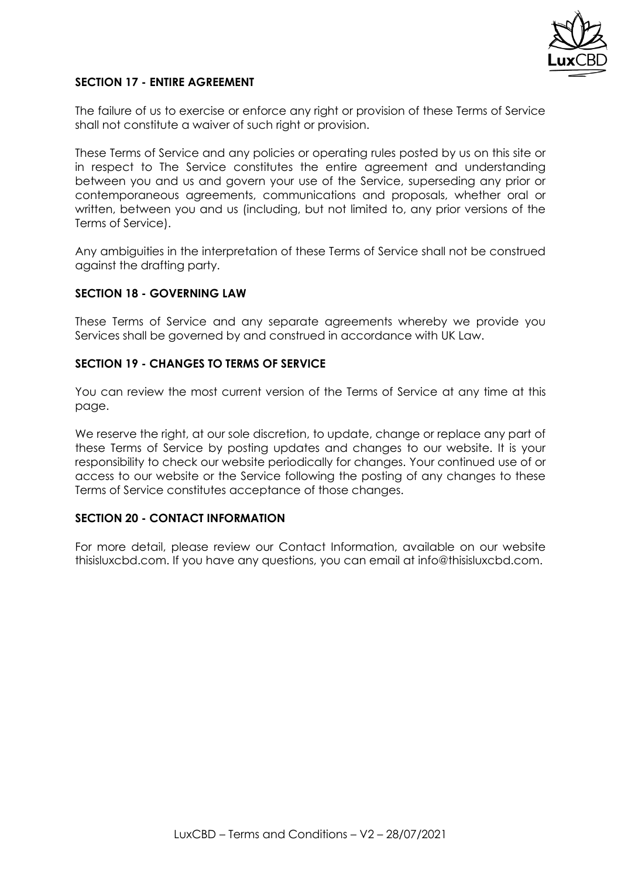**SECTION 17 - ENTIRE AGREEMENT**

The failure of us to exercise or enforce any right or provision of these Terms of Service shall not constitute a waiver of such right or provision.

These Terms of Service and any policies or operating rules posted by us on this site or in respect to The Service constitutes the entire agreement and understanding between you and us and govern your use of the Service, superseding any prior or contemporaneous agreements, communications and proposals, whether oral or written, between you and us (including, but not limited to, any prior versions of the Terms of Service).

Any ambiguities in the interpretation of these Terms of Service shall not be construed against the drafting party.

**SECTION 18 - GOVERNING LAW**

These Terms of Service and any separate agreements whereby we provide you Services shall be governed by and construed in accordance with UK Law.

**SECTION 19 - CHANGES TO TERMS OF SERVICE**

You can review the most current version of the Terms of Service at any time at this page.

We reserve the right, at our sole discretion, to update, change or replace any part of these Terms of Service by posting updates and changes to our website. It is your responsibility to check our website periodically for changes. Your continued use of or access to our website or the Service following the posting of any changes to these Terms of Service constitutes acceptance of those changes.

**SECTION 20 - CONTACT INFORMATION**

For more detail, please review our Contact Information, available on our website thisisluxcbd.com. If you have any questions, you can email at info@thisisluxcbd.com.